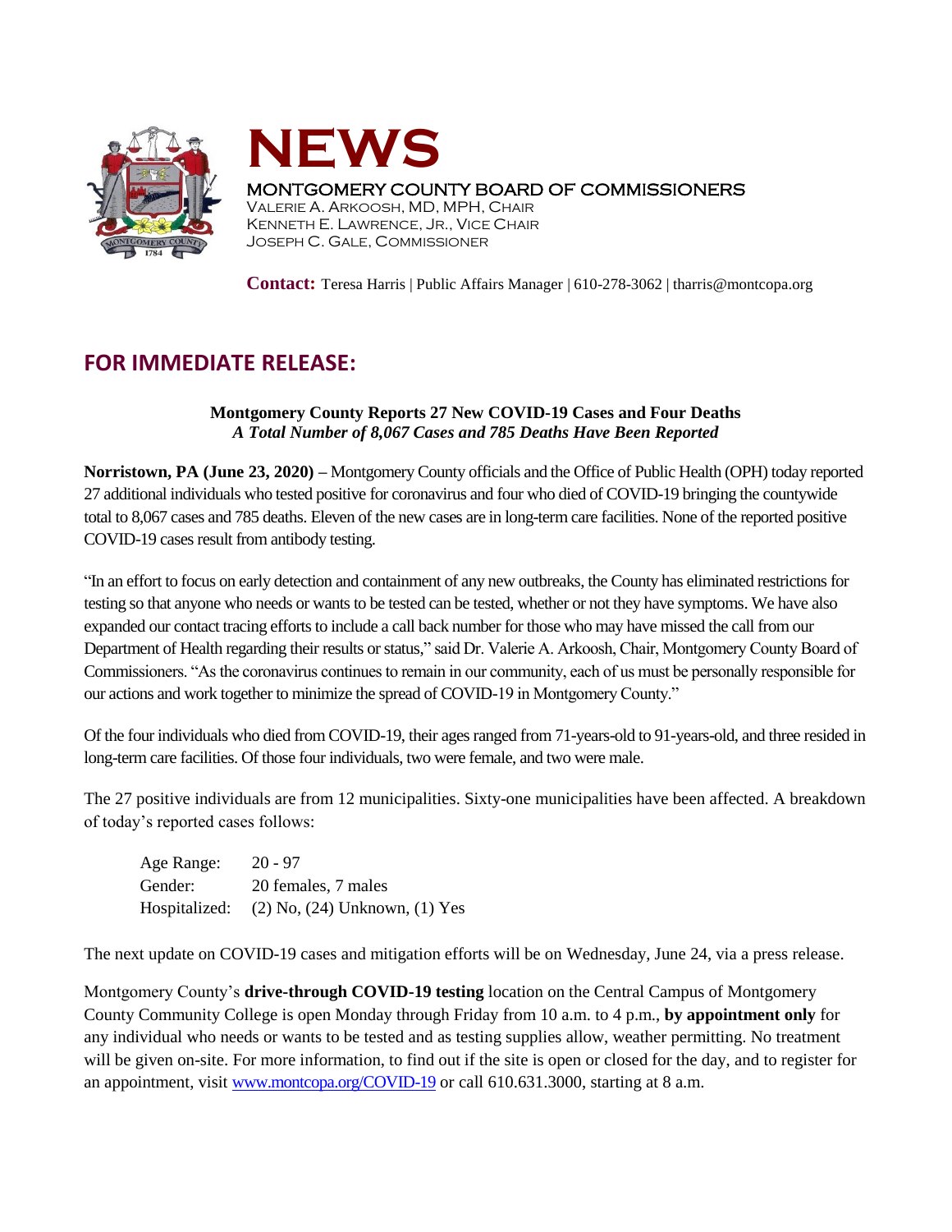# NEWS

MONTGOMERY COUNTY BOARD OF COMMISSIONERS
VALERIE A. ARKOOSH, MD, MPH, CHAIR
KENNETH E. LAWRENCE, JR., VICE CHAIR
JOSEPH C. GALE, COMMISSIONER

**Contact:** Teresa Harris | Public Affairs Manager | 610-278-3062 | tharris@montcopa.org

## FOR IMMEDIATE RELEASE:

**Montgomery County Reports 27 New COVID-19 Cases and Four Deaths**
***A Total Number of 8,067 Cases and 785 Deaths Have Been Reported***

**Norristown, PA (June 23, 2020) –** Montgomery County officials and the Office of Public Health (OPH) today reported 27 additional individuals who tested positive for coronavirus and four who died of COVID-19 bringing the countywide total to 8,067 cases and 785 deaths. Eleven of the new cases are in long-term care facilities. None of the reported positive COVID-19 cases result from antibody testing.

"In an effort to focus on early detection and containment of any new outbreaks, the County has eliminated restrictions for testing so that anyone who needs or wants to be tested can be tested, whether or not they have symptoms. We have also expanded our contact tracing efforts to include a call back number for those who may have missed the call from our Department of Health regarding their results or status," said Dr. Valerie A. Arkoosh, Chair, Montgomery County Board of Commissioners. "As the coronavirus continues to remain in our community, each of us must be personally responsible for our actions and work together to minimize the spread of COVID-19 in Montgomery County."

Of the four individuals who died from COVID-19, their ages ranged from 71-years-old to 91-years-old, and three resided in long-term care facilities. Of those four individuals, two were female, and two were male.

The 27 positive individuals are from 12 municipalities. Sixty-one municipalities have been affected. A breakdown of today's reported cases follows:

Age Range: 20 - 97
Gender: 20 females, 7 males
Hospitalized: (2) No, (24) Unknown, (1) Yes

The next update on COVID-19 cases and mitigation efforts will be on Wednesday, June 24, via a press release.

Montgomery County's **drive-through COVID-19 testing** location on the Central Campus of Montgomery County Community College is open Monday through Friday from 10 a.m. to 4 p.m., **by appointment only** for any individual who needs or wants to be tested and as testing supplies allow, weather permitting. No treatment will be given on-site. For more information, to find out if the site is open or closed for the day, and to register for an appointment, visit www.montcopa.org/COVID-19 or call 610.631.3000, starting at 8 a.m.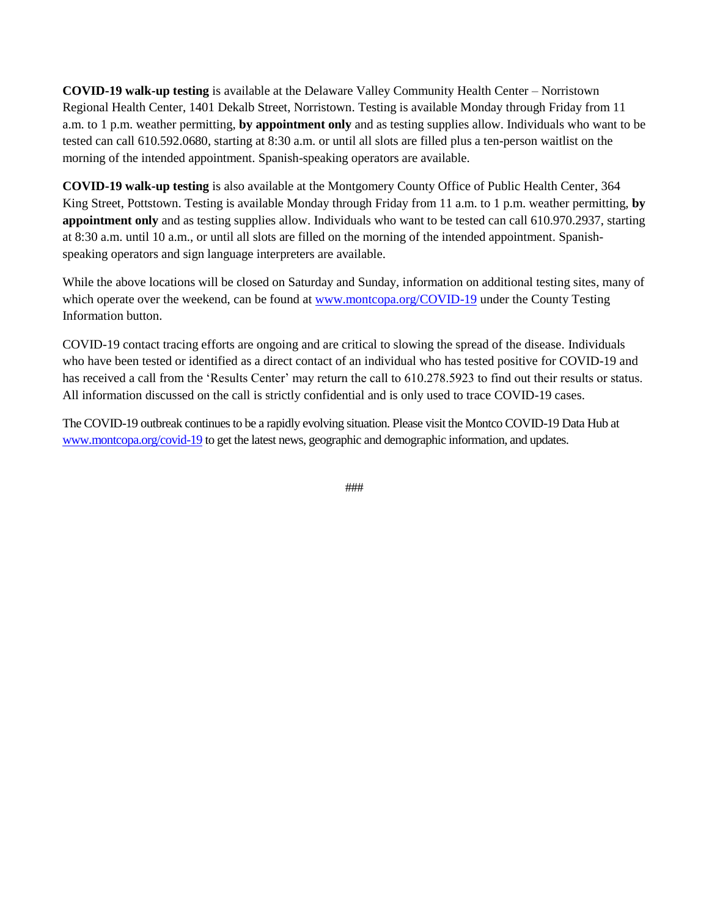**COVID-19 walk-up testing** is available at the Delaware Valley Community Health Center – Norristown Regional Health Center, 1401 Dekalb Street, Norristown. Testing is available Monday through Friday from 11 a.m. to 1 p.m. weather permitting, **by appointment only** and as testing supplies allow. Individuals who want to be tested can call 610.592.0680, starting at 8:30 a.m. or until all slots are filled plus a ten-person waitlist on the morning of the intended appointment. Spanish-speaking operators are available.

**COVID-19 walk-up testing** is also available at the Montgomery County Office of Public Health Center, 364 King Street, Pottstown. Testing is available Monday through Friday from 11 a.m. to 1 p.m. weather permitting, **by appointment only** and as testing supplies allow. Individuals who want to be tested can call 610.970.2937, starting at 8:30 a.m. until 10 a.m., or until all slots are filled on the morning of the intended appointment. Spanish-speaking operators and sign language interpreters are available.

While the above locations will be closed on Saturday and Sunday, information on additional testing sites, many of which operate over the weekend, can be found at [www.montcopa.org/COVID-19](www.montcopa.org/COVID-19) under the County Testing Information button.

COVID-19 contact tracing efforts are ongoing and are critical to slowing the spread of the disease. Individuals who have been tested or identified as a direct contact of an individual who has tested positive for COVID-19 and has received a call from the 'Results Center' may return the call to 610.278.5923 to find out their results or status. All information discussed on the call is strictly confidential and is only used to trace COVID-19 cases.

The COVID-19 outbreak continues to be a rapidly evolving situation. Please visit the Montco COVID-19 Data Hub at [www.montcopa.org/covid-19](www.montcopa.org/covid-19) to get the latest news, geographic and demographic information, and updates.

###